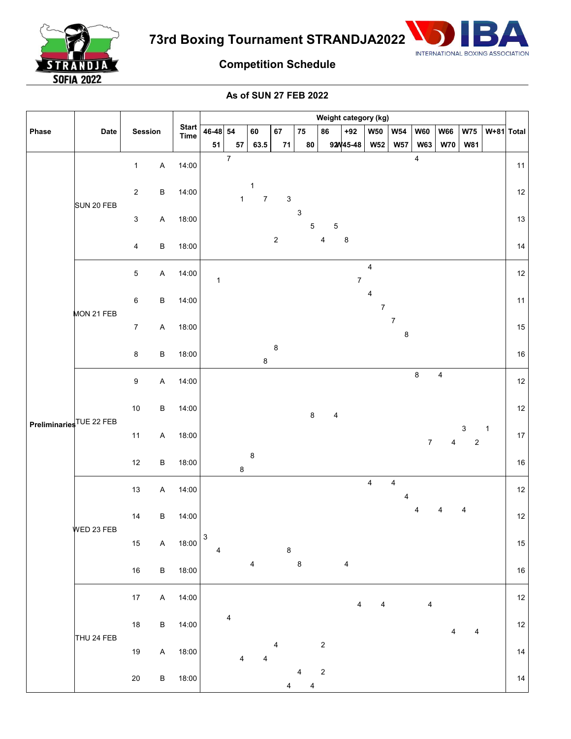# 73rd Boxing Tournament STRANDJA2022

## Competition Schedule

### As of SUN 27 FEB 2022

| Phase | Date | Session | | Start Time | 46-48 | 51 | 54 | 57 | 60 | 63.5 | 67 | 71 | 75 | 80 | 86 | 92 | +92 | W45-48 | W50 | W52 | W54 | W57 | W60 | W63 | W66 | W70 | W75 | W81 | W+81 | Total |
|---|---|---|---|---|---|---|---|---|---|---|---|---|---|---|---|---|---|---|---|---|---|---|---|---|---|---|---|---|---|---|
| Preliminaries | SUN 20 FEB | 1 | A | 14:00 | | | 7 | | | | | | | | | | | | | | | | 4 | | | | | | | 11 |
| | | 2 | B | 14:00 | | | | 1 | 1 | 7 | | 3 | | | | | | | | | | | | | | | | | | 12 |
| | | 3 | A | 18:00 | | | | | | | | | 3 | 5 | | 5 | | | | | | | | | | | | | | 13 |
| | | 4 | B | 18:00 | | | | | | | 2 | | | | 4 | | 8 | | | | | | | | | | | | | 14 |
| | MON 21 FEB | 5 | A | 14:00 | | 1 | | | | | | | | | | | | 7 | 4 | | | | | | | | | | | 12 |
| | | 6 | B | 14:00 | | | | | | | | | | | | | | | 4 | 7 | | | | | | | | | | 11 |
| | | 7 | A | 18:00 | | | | | | | | | | | | | | | | | 7 | 8 | | | | | | | | 15 |
| | | 8 | B | 18:00 | | | | | | 8 | 8 | | | | | | | | | | | | | | | | | | | 16 |
| | TUE 22 FEB | 9 | A | 14:00 | | | | | | | | | | | | | | | | | | | 8 | | 4 | | | | | 12 |
| | | 10 | B | 14:00 | | | | | | | | | | 8 | | 4 | | | | | | | | | | | | | | 12 |
| | | 11 | A | 18:00 | | | | | | | | | | | | | | | | | | | | 7 | | 4 | 3 | 2 | 1 | 17 |
| | | 12 | B | 18:00 | | | | 8 | 8 | | | | | | | | | | | | | | | | | | | | | 16 |
| | WED 23 FEB | 13 | A | 14:00 | | | | | | | | | | | | | | | 4 | | 4 | 4 | | | | | | | | 12 |
| | | 14 | B | 14:00 | | | | | | | | | | | | | | | | | | | 4 | | 4 | | 4 | | | 12 |
| | | 15 | A | 18:00 | 3 | 4 | | | | | | 8 | | | | | | | | | | | | | | | | | | 15 |
| | | 16 | B | 18:00 | | | | | 4 | | | | 8 | | | | 4 | | | | | | | | | | | | | 16 |
| | THU 24 FEB | 17 | A | 14:00 | | | | | | | | | | | | | | 4 | | 4 | | | | 4 | | | | | | 12 |
| | | 18 | B | 14:00 | | | 4 | | | | | | | | | | | | | | | | | | | 4 | | 4 | | 12 |
| | | 19 | A | 18:00 | | | | 4 | | 4 | 4 | | | | 2 | | | | | | | | | | | | | | | 14 |
| | | 20 | B | 18:00 | | | | | | | | 4 | 4 | 4 | 2 | | | | | | | | | | | | | | | 14 |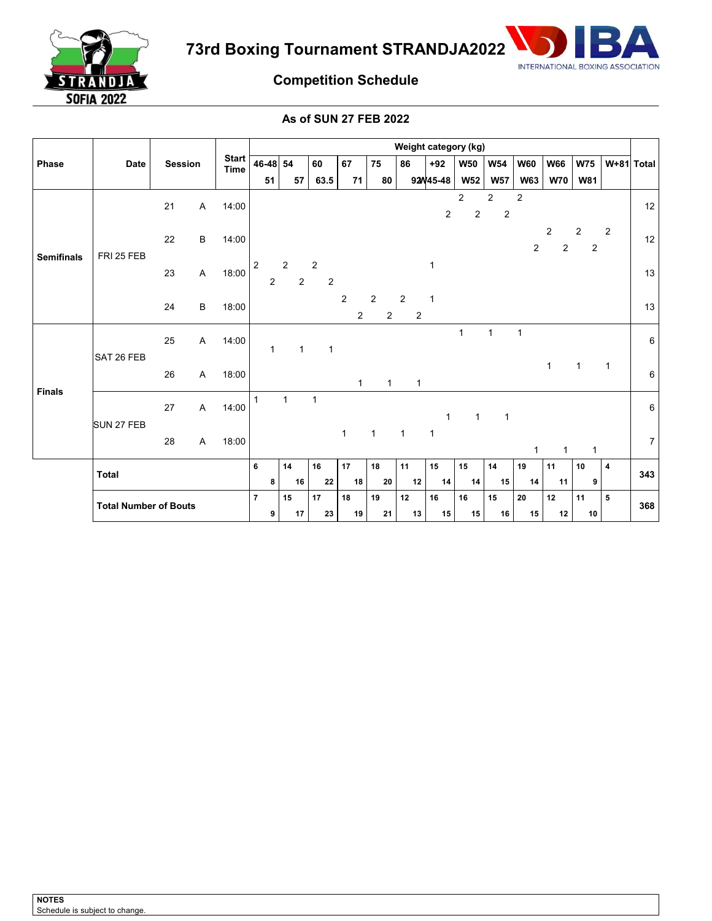# 73rd Boxing Tournament STRANDJA2022

## Competition Schedule

### As of SUN 27 FEB 2022

| Phase | Date | Session | | Start Time | 46-48 | 51 | 54 | 57 | 60 | 63.5 | 67 | 71 | 75 | 80 | 86 | 92 | +92 | W45-48 | W50 | W52 | W54 | W57 | W60 | W63 | W66 | W70 | W75 | W81 | W+81 | Total |
|---|---|---|---|---|---|---|---|---|---|---|---|---|---|---|---|---|---|---|---|---|---|---|---|---|---|---|---|---|---|---|
| Semifinals | FRI 25 FEB | 21 | A | 14:00 | | | | | | | | | | | | | | 2 | 2 | 2 | 2 | 2 | 2 | | | | | | | 12 |
| | | 22 | B | 14:00 | | | | | | | | | | | | | | | | | | | | 2 | 2 | 2 | 2 | 2 | 2 | 12 |
| | | 23 | A | 18:00 | 2 | 2 | 2 | 2 | 2 | 2 | | | | | | | 1 | | | | | | | | | | | | | 13 |
| | | 24 | B | 18:00 | | | | | | | 2 | 2 | 2 | 2 | 2 | 2 | 1 | | | | | | | | | | | | | 13 |
| Finals | SAT 26 FEB | 25 | A | 14:00 | | 1 | | 1 | | 1 | | | | | | | | | 1 | | 1 | | 1 | | | | | | | 6 |
| | | 26 | A | 18:00 | | | | | | | | 1 | | 1 | | 1 | | | | | | | | | 1 | | 1 | | 1 | 6 |
| | SUN 27 FEB | 27 | A | 14:00 | 1 | | 1 | | 1 | | | | | | | | | 1 | | 1 | | 1 | | | | | | | | 6 |
| | | 28 | A | 18:00 | | | | | | | 1 | | 1 | | 1 | | 1 | | | | | | | 1 | | 1 | | 1 | | 7 |
| | **Total** | | | | 6 | 8 | 14 | 16 | 16 | 22 | 17 | 18 | 18 | 20 | 11 | 12 | 15 | 14 | 15 | 14 | 14 | 15 | 19 | 14 | 11 | 11 | 10 | 9 | 4 | 343 |
| | **Total Number of Bouts** | | | | 7 | 9 | 15 | 17 | 17 | 23 | 18 | 19 | 19 | 21 | 12 | 13 | 16 | 15 | 16 | 15 | 15 | 16 | 20 | 15 | 12 | 12 | 11 | 10 | 5 | 368 |

**NOTES**
Schedule is subject to change.